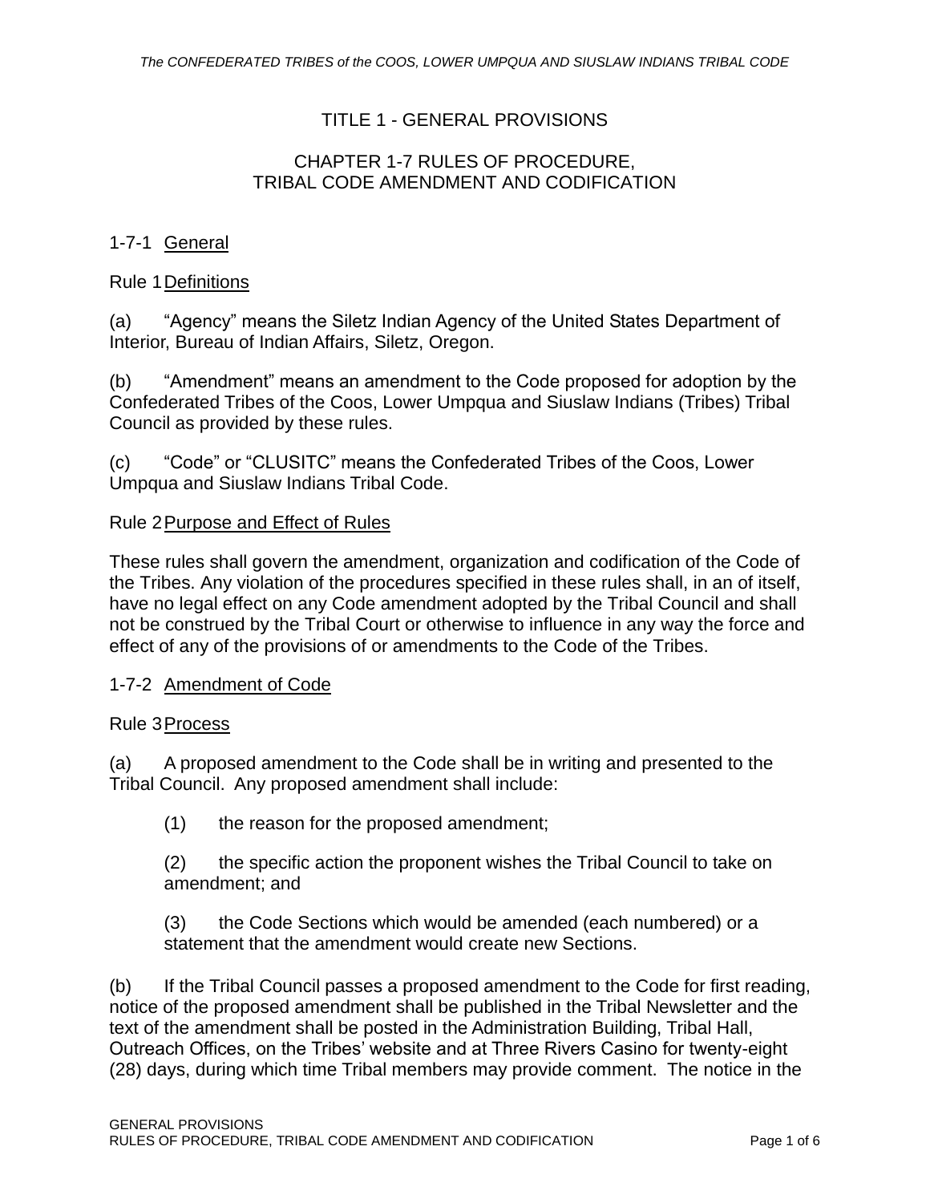# TITLE 1 - GENERAL PROVISIONS

## CHAPTER 1-7 RULES OF PROCEDURE, TRIBAL CODE AMENDMENT AND CODIFICATION

### 1-7-1 General

**Rule 1 Definitions**

(a) "Agency" means the Siletz Indian Agency of the United States Department of Interior, Bureau of Indian Affairs, Siletz, Oregon.

(b) "Amendment" means an amendment to the Code proposed for adoption by the Confederated Tribes of the Coos, Lower Umpqua and Siuslaw Indians (Tribes) Tribal Council as provided by these rules.

(c) "Code" or "CLUSITC" means the Confederated Tribes of the Coos, Lower Umpqua and Siuslaw Indians Tribal Code.

**Rule 2 Purpose and Effect of Rules**

These rules shall govern the amendment, organization and codification of the Code of the Tribes. Any violation of the procedures specified in these rules shall, in an of itself, have no legal effect on any Code amendment adopted by the Tribal Council and shall not be construed by the Tribal Court or otherwise to influence in any way the force and effect of any of the provisions of or amendments to the Code of the Tribes.

### 1-7-2 Amendment of Code

**Rule 3 Process**

(a) A proposed amendment to the Code shall be in writing and presented to the Tribal Council. Any proposed amendment shall include:

(1) the reason for the proposed amendment;

(2) the specific action the proponent wishes the Tribal Council to take on amendment; and

(3) the Code Sections which would be amended (each numbered) or a statement that the amendment would create new Sections.

(b) If the Tribal Council passes a proposed amendment to the Code for first reading, notice of the proposed amendment shall be published in the Tribal Newsletter and the text of the amendment shall be posted in the Administration Building, Tribal Hall, Outreach Offices, on the Tribes' website and at Three Rivers Casino for twenty-eight (28) days, during which time Tribal members may provide comment. The notice in the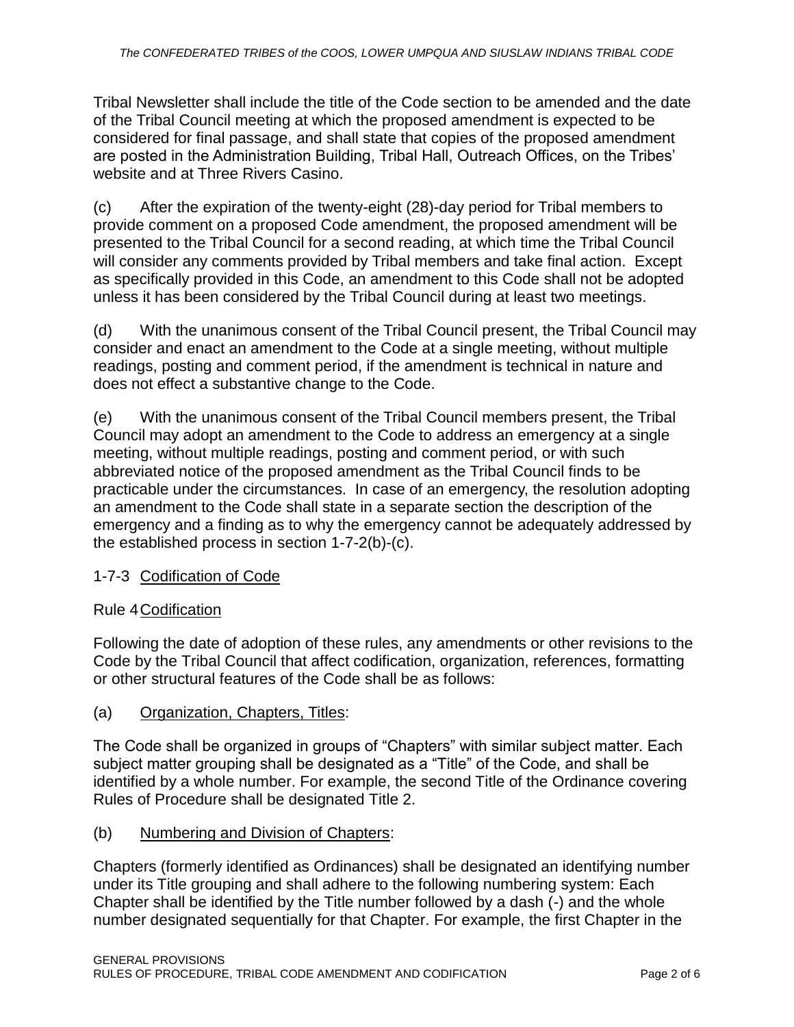Tribal Newsletter shall include the title of the Code section to be amended and the date of the Tribal Council meeting at which the proposed amendment is expected to be considered for final passage, and shall state that copies of the proposed amendment are posted in the Administration Building, Tribal Hall, Outreach Offices, on the Tribes' website and at Three Rivers Casino.

(c) After the expiration of the twenty-eight (28)-day period for Tribal members to provide comment on a proposed Code amendment, the proposed amendment will be presented to the Tribal Council for a second reading, at which time the Tribal Council will consider any comments provided by Tribal members and take final action. Except as specifically provided in this Code, an amendment to this Code shall not be adopted unless it has been considered by the Tribal Council during at least two meetings.

(d) With the unanimous consent of the Tribal Council present, the Tribal Council may consider and enact an amendment to the Code at a single meeting, without multiple readings, posting and comment period, if the amendment is technical in nature and does not effect a substantive change to the Code.

(e) With the unanimous consent of the Tribal Council members present, the Tribal Council may adopt an amendment to the Code to address an emergency at a single meeting, without multiple readings, posting and comment period, or with such abbreviated notice of the proposed amendment as the Tribal Council finds to be practicable under the circumstances. In case of an emergency, the resolution adopting an amendment to the Code shall state in a separate section the description of the emergency and a finding as to why the emergency cannot be adequately addressed by the established process in section 1-7-2(b)-(c).

## 1-7-3 Codification of Code

### Rule 4 Codification

Following the date of adoption of these rules, any amendments or other revisions to the Code by the Tribal Council that affect codification, organization, references, formatting or other structural features of the Code shall be as follows:

(a) Organization, Chapters, Titles:

The Code shall be organized in groups of "Chapters" with similar subject matter. Each subject matter grouping shall be designated as a "Title" of the Code, and shall be identified by a whole number. For example, the second Title of the Ordinance covering Rules of Procedure shall be designated Title 2.

(b) Numbering and Division of Chapters:

Chapters (formerly identified as Ordinances) shall be designated an identifying number under its Title grouping and shall adhere to the following numbering system: Each Chapter shall be identified by the Title number followed by a dash (-) and the whole number designated sequentially for that Chapter. For example, the first Chapter in the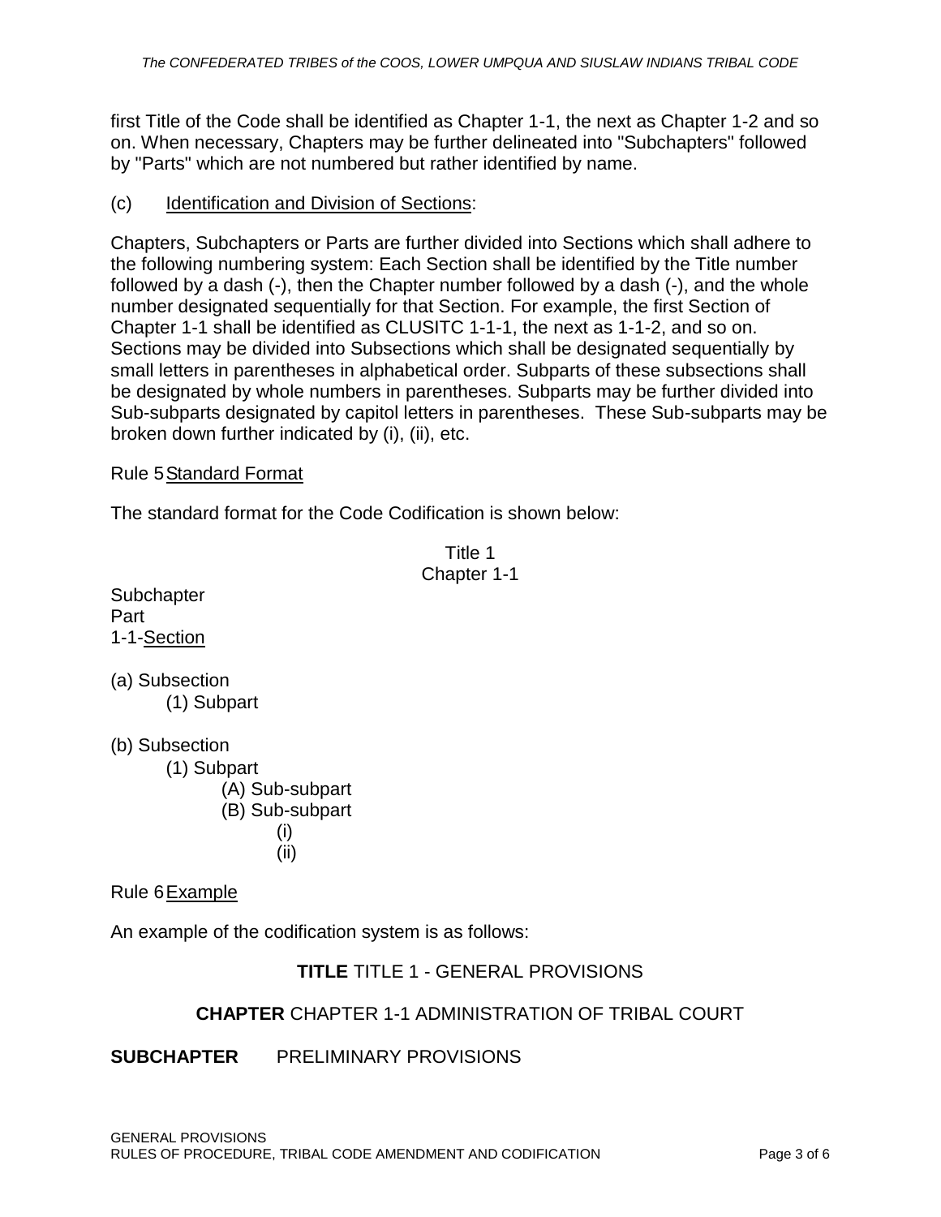first Title of the Code shall be identified as Chapter 1-1, the next as Chapter 1-2 and so on. When necessary, Chapters may be further delineated into "Subchapters" followed by "Parts" which are not numbered but rather identified by name.

(c) Identification and Division of Sections:

Chapters, Subchapters or Parts are further divided into Sections which shall adhere to the following numbering system: Each Section shall be identified by the Title number followed by a dash (-), then the Chapter number followed by a dash (-), and the whole number designated sequentially for that Section. For example, the first Section of Chapter 1-1 shall be identified as CLUSITC 1-1-1, the next as 1-1-2, and so on. Sections may be divided into Subsections which shall be designated sequentially by small letters in parentheses in alphabetical order. Subparts of these subsections shall be designated by whole numbers in parentheses. Subparts may be further divided into Sub-subparts designated by capitol letters in parentheses. These Sub-subparts may be broken down further indicated by (i), (ii), etc.

Rule 5 Standard Format

The standard format for the Code Codification is shown below:

Title 1
Chapter 1-1

Subchapter
Part
1-1-Section

(a) Subsection
    (1) Subpart

(b) Subsection
    (1) Subpart
        (A) Sub-subpart
        (B) Sub-subpart
            (i)
            (ii)

Rule 6 Example

An example of the codification system is as follows:

**TITLE** TITLE 1 - GENERAL PROVISIONS

**CHAPTER** CHAPTER 1-1 ADMINISTRATION OF TRIBAL COURT

**SUBCHAPTER** PRELIMINARY PROVISIONS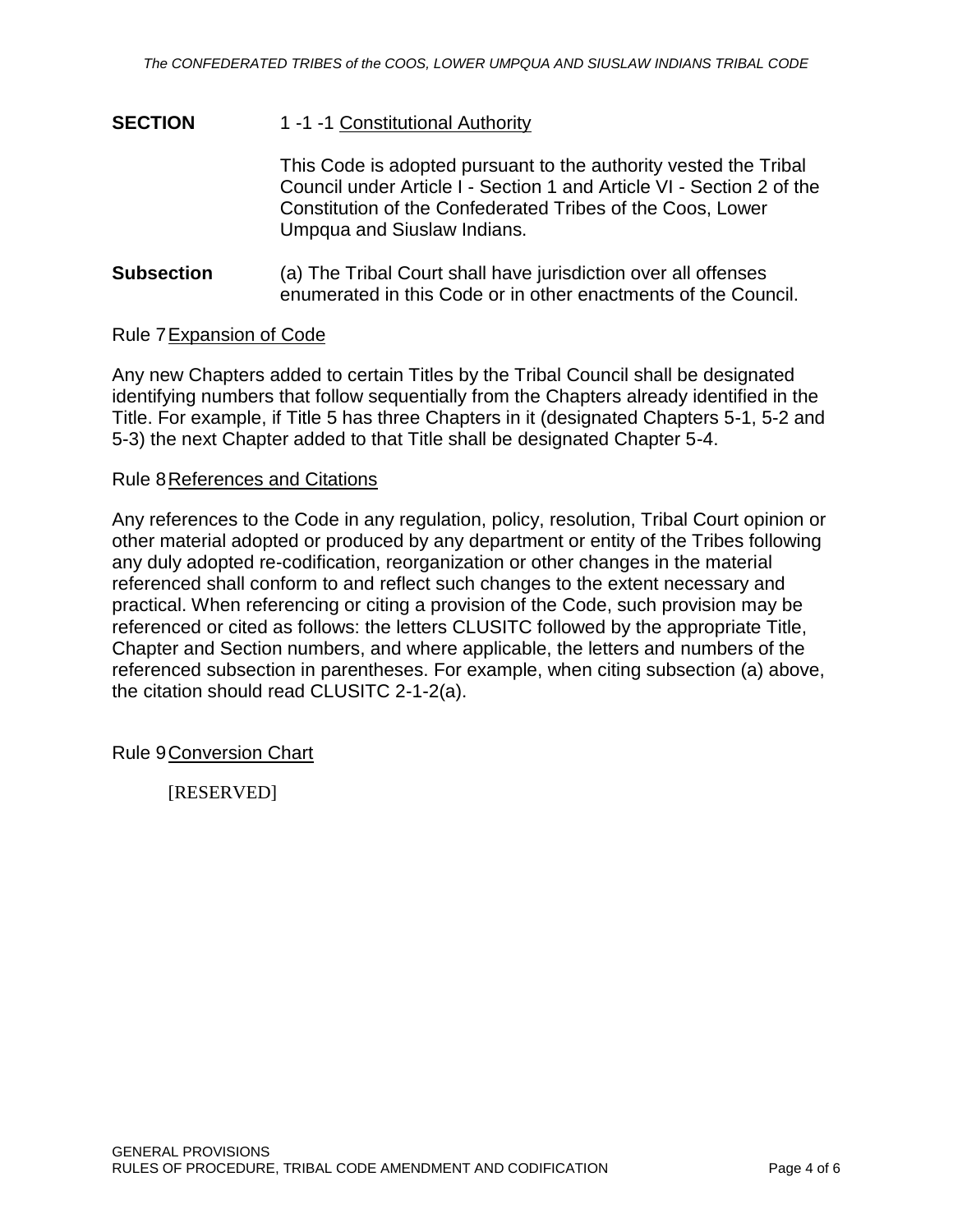**SECTION** 1 -1 -1 Constitutional Authority

This Code is adopted pursuant to the authority vested the Tribal Council under Article I - Section 1 and Article VI - Section 2 of the Constitution of the Confederated Tribes of the Coos, Lower Umpqua and Siuslaw Indians.

**Subsection** (a) The Tribal Court shall have jurisdiction over all offenses enumerated in this Code or in other enactments of the Council.

Rule 7 Expansion of Code

Any new Chapters added to certain Titles by the Tribal Council shall be designated identifying numbers that follow sequentially from the Chapters already identified in the Title. For example, if Title 5 has three Chapters in it (designated Chapters 5-1, 5-2 and 5-3) the next Chapter added to that Title shall be designated Chapter 5-4.

Rule 8 References and Citations

Any references to the Code in any regulation, policy, resolution, Tribal Court opinion or other material adopted or produced by any department or entity of the Tribes following any duly adopted re-codification, reorganization or other changes in the material referenced shall conform to and reflect such changes to the extent necessary and practical. When referencing or citing a provision of the Code, such provision may be referenced or cited as follows: the letters CLUSITC followed by the appropriate Title, Chapter and Section numbers, and where applicable, the letters and numbers of the referenced subsection in parentheses. For example, when citing subsection (a) above, the citation should read CLUSITC 2-1-2(a).

Rule 9 Conversion Chart

[RESERVED]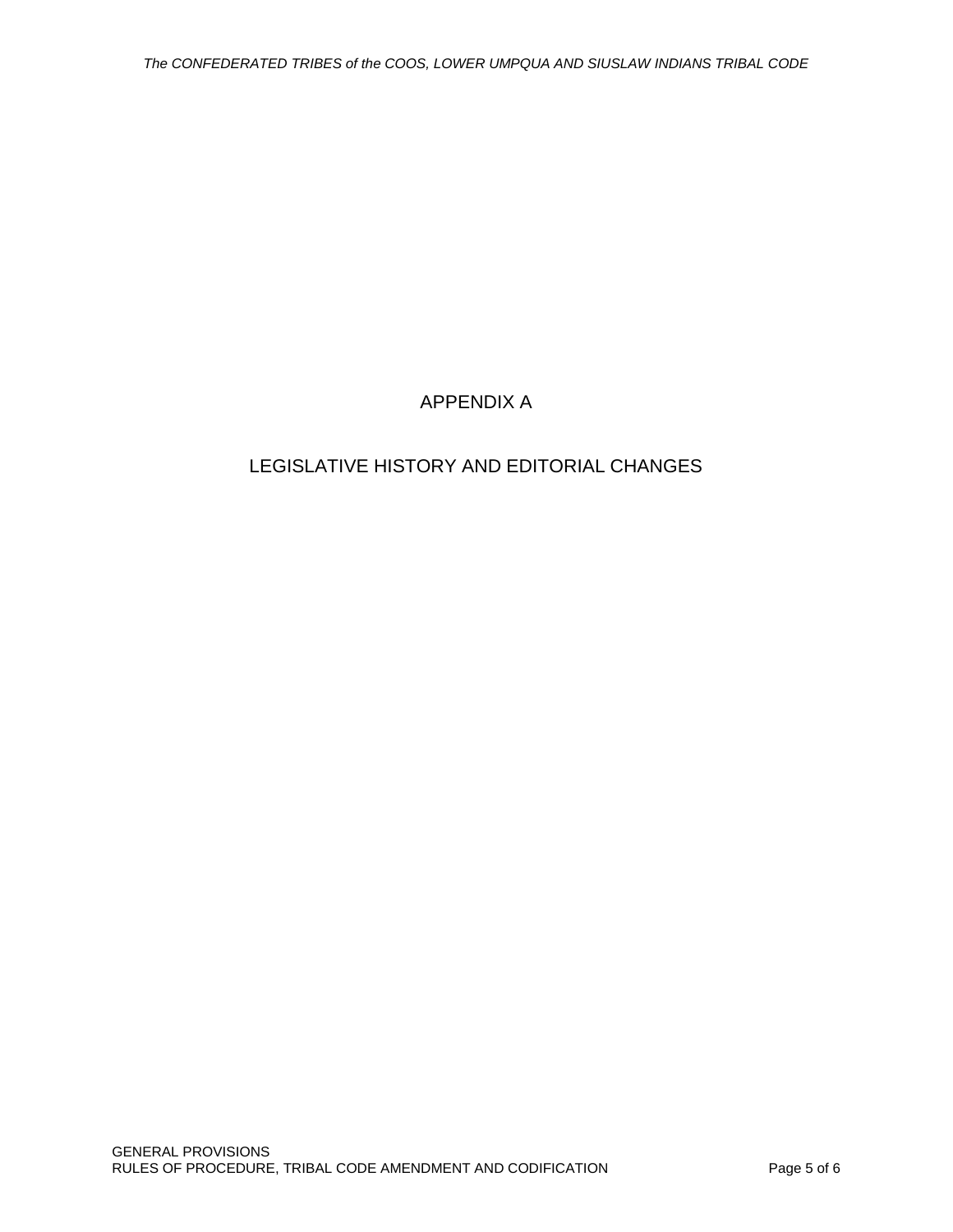# APPENDIX A

# LEGISLATIVE HISTORY AND EDITORIAL CHANGES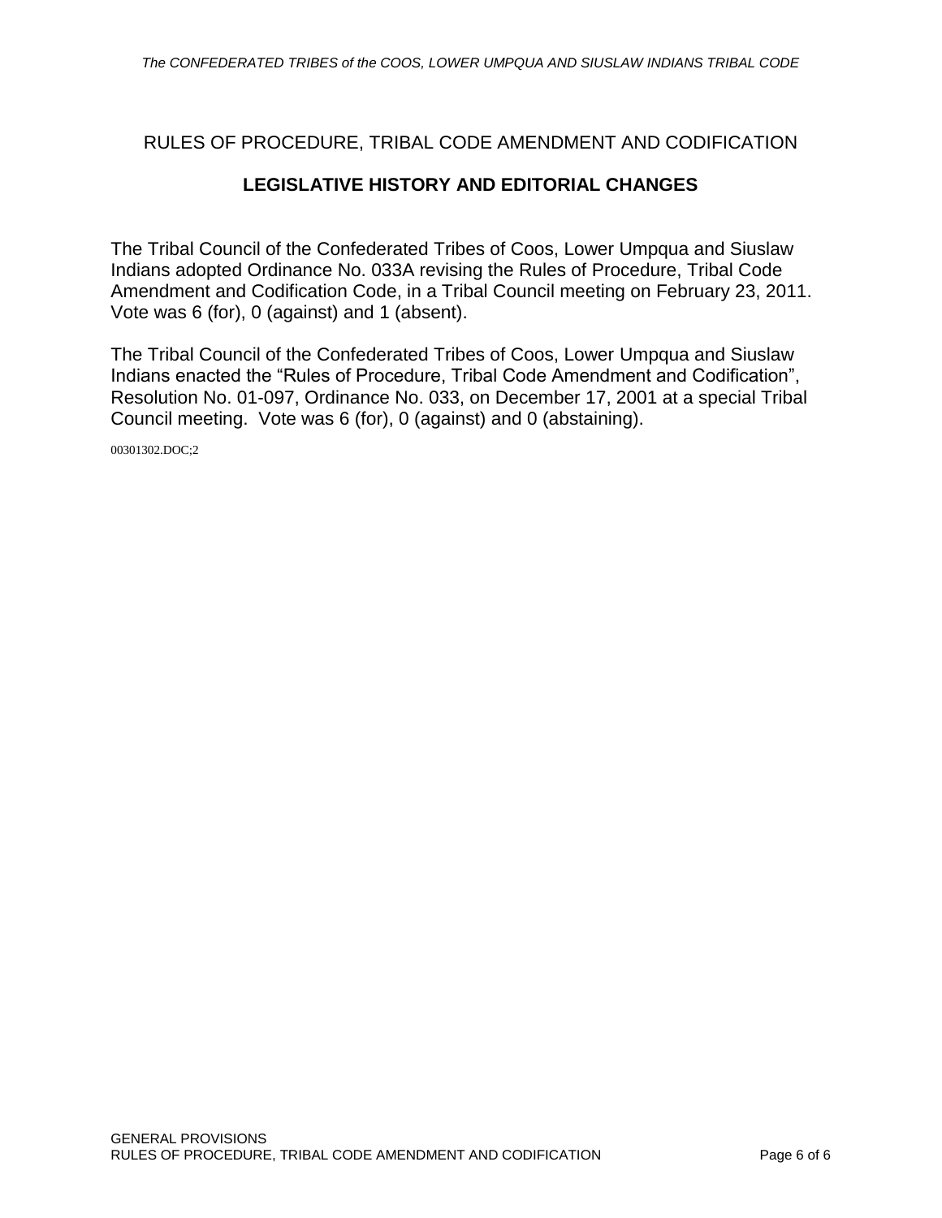RULES OF PROCEDURE, TRIBAL CODE AMENDMENT AND CODIFICATION

## LEGISLATIVE HISTORY AND EDITORIAL CHANGES

The Tribal Council of the Confederated Tribes of Coos, Lower Umpqua and Siuslaw Indians adopted Ordinance No. 033A revising the Rules of Procedure, Tribal Code Amendment and Codification Code, in a Tribal Council meeting on February 23, 2011. Vote was 6 (for), 0 (against) and 1 (absent).

The Tribal Council of the Confederated Tribes of Coos, Lower Umpqua and Siuslaw Indians enacted the "Rules of Procedure, Tribal Code Amendment and Codification", Resolution No. 01-097, Ordinance No. 033, on December 17, 2001 at a special Tribal Council meeting. Vote was 6 (for), 0 (against) and 0 (abstaining).

00301302.DOC;2